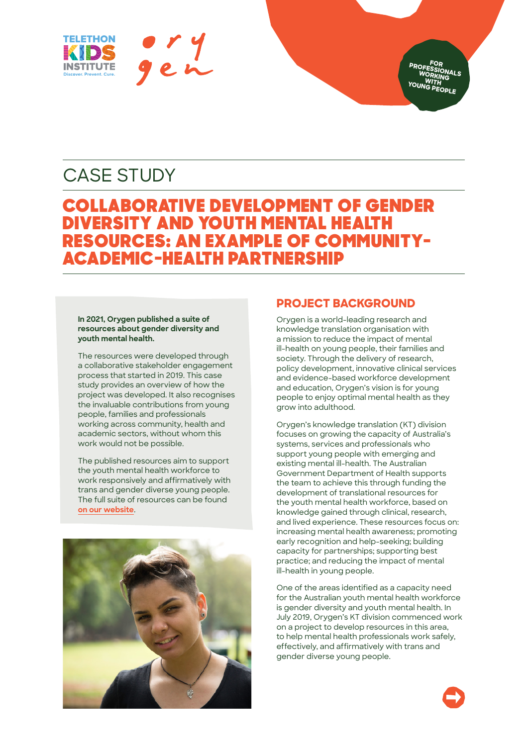FOR PROFESSIONALS WORKING WITH YOUNG PEOPLE

# CASE STUDY

# COLLABORATIVE DEVELOPMENT OF GENDER DIVERSITY AND YOUTH MENTAL HEALTH RESOURCES: AN EXAMPLE OF COMMUNITY-ACADEMIC-HEALTH PARTNERSHIP

**In 2021, Orygen published a suite of resources about gender diversity and youth mental health.**

The resources were developed through a collaborative stakeholder engagement process that started in 2019. This case study provides an overview of how the project was developed. It also recognises the invaluable contributions from young people, families and professionals working across community, health and academic sectors, without whom this work would not be possible.

The published resources aim to support the youth mental health workforce to work responsively and affirmatively with trans and gender diverse young people. The full suite of resources can be found on our website.

## PROJECT BACKGROUND

Orygen is a world-leading research and knowledge translation organisation with a mission to reduce the impact of mental ill-health on young people, their families and society. Through the delivery of research, policy development, innovative clinical services and evidence-based workforce development and education, Orygen's vision is for young people to enjoy optimal mental health as they grow into adulthood.

Orygen's knowledge translation (KT) division focuses on growing the capacity of Australia's systems, services and professionals who support young people with emerging and existing mental ill-health. The Australian Government Department of Health supports the team to achieve this through funding the development of translational resources for the youth mental health workforce, based on knowledge gained through clinical, research, and lived experience. These resources focus on: increasing mental health awareness; promoting early recognition and help-seeking; building capacity for partnerships; supporting best practice; and reducing the impact of mental ill-health in young people.

One of the areas identified as a capacity need for the Australian youth mental health workforce is gender diversity and youth mental health. In July 2019, Orygen's KT division commenced work on a project to develop resources in this area, to help mental health professionals work safely, effectively, and affirmatively with trans and gender diverse young people.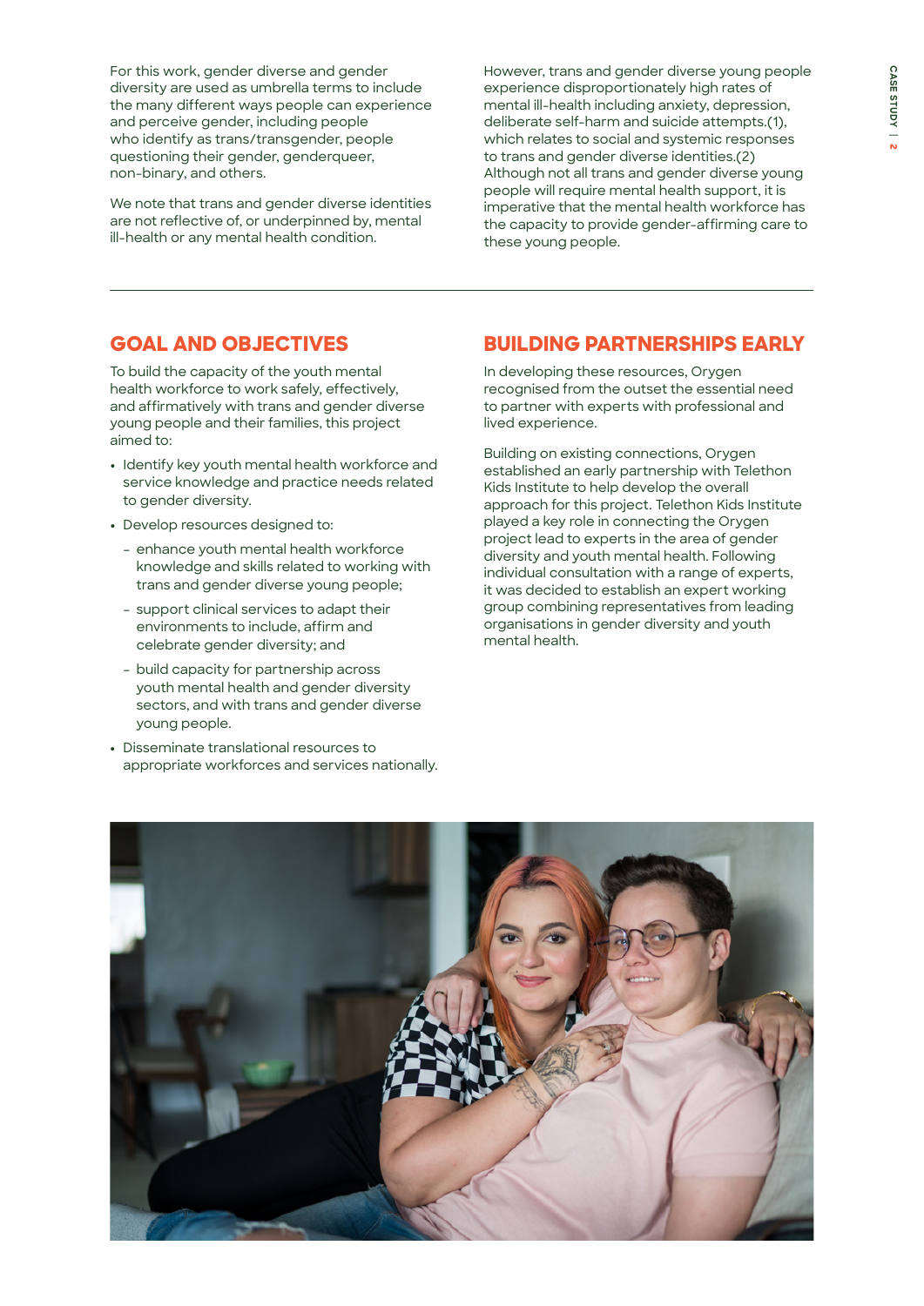For this work, gender diverse and gender diversity are used as umbrella terms to include the many different ways people can experience and perceive gender, including people who identify as trans/transgender, people questioning their gender, genderqueer, non-binary, and others.

We note that trans and gender diverse identities are not reflective of, or underpinned by, mental ill-health or any mental health condition.

However, trans and gender diverse young people experience disproportionately high rates of mental ill-health including anxiety, depression, deliberate self-harm and suicide attempts.(1), which relates to social and systemic responses to trans and gender diverse identities.(2) Although not all trans and gender diverse young people will require mental health support, it is imperative that the mental health workforce has the capacity to provide gender-affirming care to these young people.

## GOAL AND OBJECTIVES

To build the capacity of the youth mental health workforce to work safely, effectively, and affirmatively with trans and gender diverse young people and their families, this project aimed to:

- Identify key youth mental health workforce and service knowledge and practice needs related to gender diversity.
- Develop resources designed to:
  - enhance youth mental health workforce knowledge and skills related to working with trans and gender diverse young people;
  - support clinical services to adapt their environments to include, affirm and celebrate gender diversity; and
  - build capacity for partnership across youth mental health and gender diversity sectors, and with trans and gender diverse young people.
- Disseminate translational resources to appropriate workforces and services nationally.

## BUILDING PARTNERSHIPS EARLY

In developing these resources, Orygen recognised from the outset the essential need to partner with experts with professional and lived experience.

Building on existing connections, Orygen established an early partnership with Telethon Kids Institute to help develop the overall approach for this project. Telethon Kids Institute played a key role in connecting the Orygen project lead to experts in the area of gender diversity and youth mental health. Following individual consultation with a range of experts, it was decided to establish an expert working group combining representatives from leading organisations in gender diversity and youth mental health.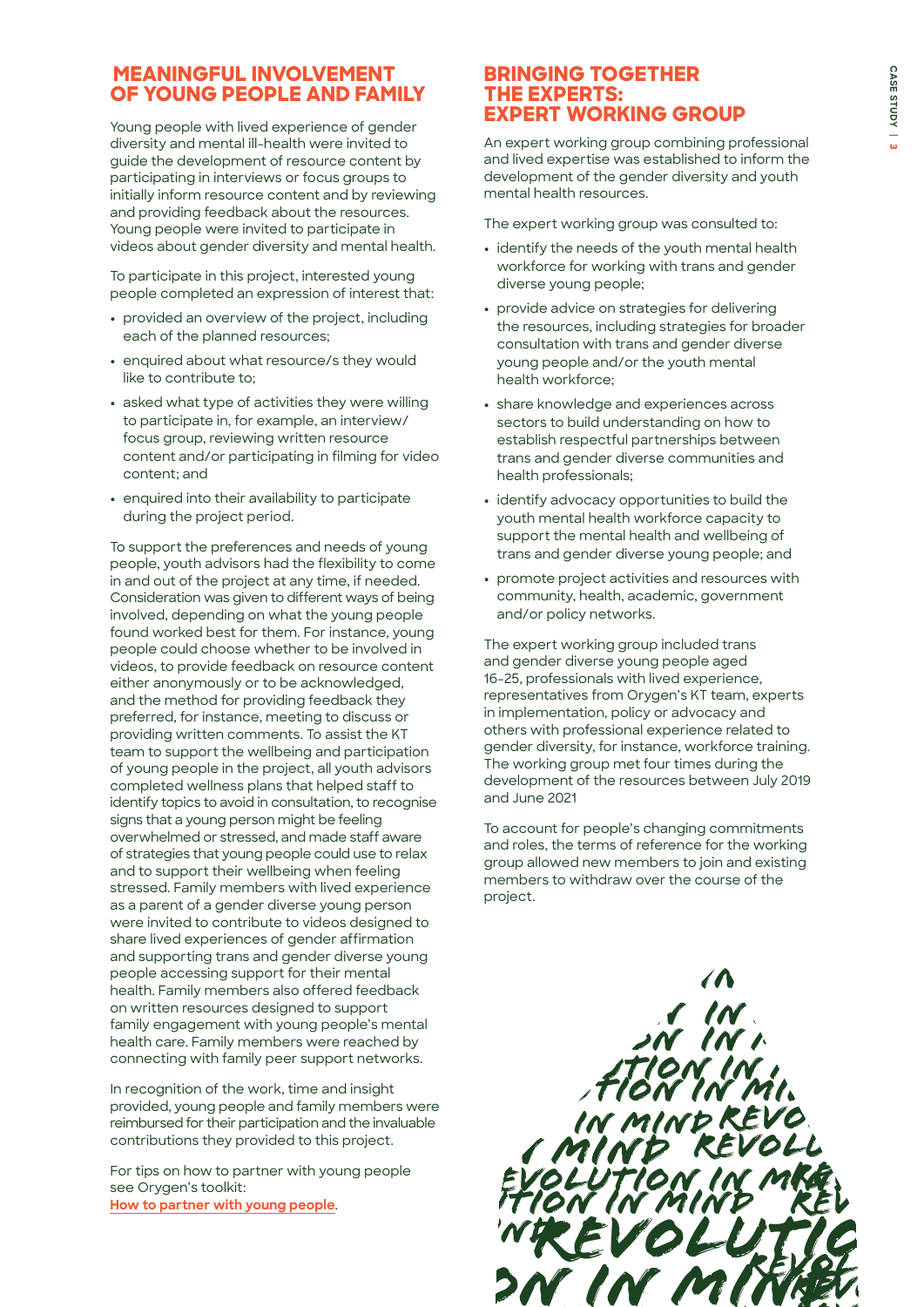## MEANINGFUL INVOLVEMENT OF YOUNG PEOPLE AND FAMILY

Young people with lived experience of gender diversity and mental ill-health were invited to guide the development of resource content by participating in interviews or focus groups to initially inform resource content and by reviewing and providing feedback about the resources. Young people were invited to participate in videos about gender diversity and mental health.

To participate in this project, interested young people completed an expression of interest that:

- provided an overview of the project, including each of the planned resources;
- enquired about what resource/s they would like to contribute to;
- asked what type of activities they were willing to participate in, for example, an interview/ focus group, reviewing written resource content and/or participating in filming for video content; and
- enquired into their availability to participate during the project period.

To support the preferences and needs of young people, youth advisors had the flexibility to come in and out of the project at any time, if needed. Consideration was given to different ways of being involved, depending on what the young people found worked best for them. For instance, young people could choose whether to be involved in videos, to provide feedback on resource content either anonymously or to be acknowledged, and the method for providing feedback they preferred, for instance, meeting to discuss or providing written comments. To assist the KT team to support the wellbeing and participation of young people in the project, all youth advisors completed wellness plans that helped staff to identify topics to avoid in consultation, to recognise signs that a young person might be feeling overwhelmed or stressed, and made staff aware of strategies that young people could use to relax and to support their wellbeing when feeling stressed. Family members with lived experience as a parent of a gender diverse young person were invited to contribute to videos designed to share lived experiences of gender affirmation and supporting trans and gender diverse young people accessing support for their mental health. Family members also offered feedback on written resources designed to support family engagement with young people's mental health care. Family members were reached by connecting with family peer support networks.

In recognition of the work, time and insight provided, young people and family members were reimbursed for their participation and the invaluable contributions they provided to this project.

For tips on how to partner with young people see Orygen's toolkit:
How to partner with young people.

## BRINGING TOGETHER THE EXPERTS: EXPERT WORKING GROUP

An expert working group combining professional and lived expertise was established to inform the development of the gender diversity and youth mental health resources.

The expert working group was consulted to:

- identify the needs of the youth mental health workforce for working with trans and gender diverse young people;
- provide advice on strategies for delivering the resources, including strategies for broader consultation with trans and gender diverse young people and/or the youth mental health workforce;
- share knowledge and experiences across sectors to build understanding on how to establish respectful partnerships between trans and gender diverse communities and health professionals;
- identify advocacy opportunities to build the youth mental health workforce capacity to support the mental health and wellbeing of trans and gender diverse young people; and
- promote project activities and resources with community, health, academic, government and/or policy networks.

The expert working group included trans and gender diverse young people aged 16–25, professionals with lived experience, representatives from Orygen's KT team, experts in implementation, policy or advocacy and others with professional experience related to gender diversity, for instance, workforce training. The working group met four times during the development of the resources between July 2019 and June 2021

To account for people's changing commitments and roles, the terms of reference for the working group allowed new members to join and existing members to withdraw over the course of the project.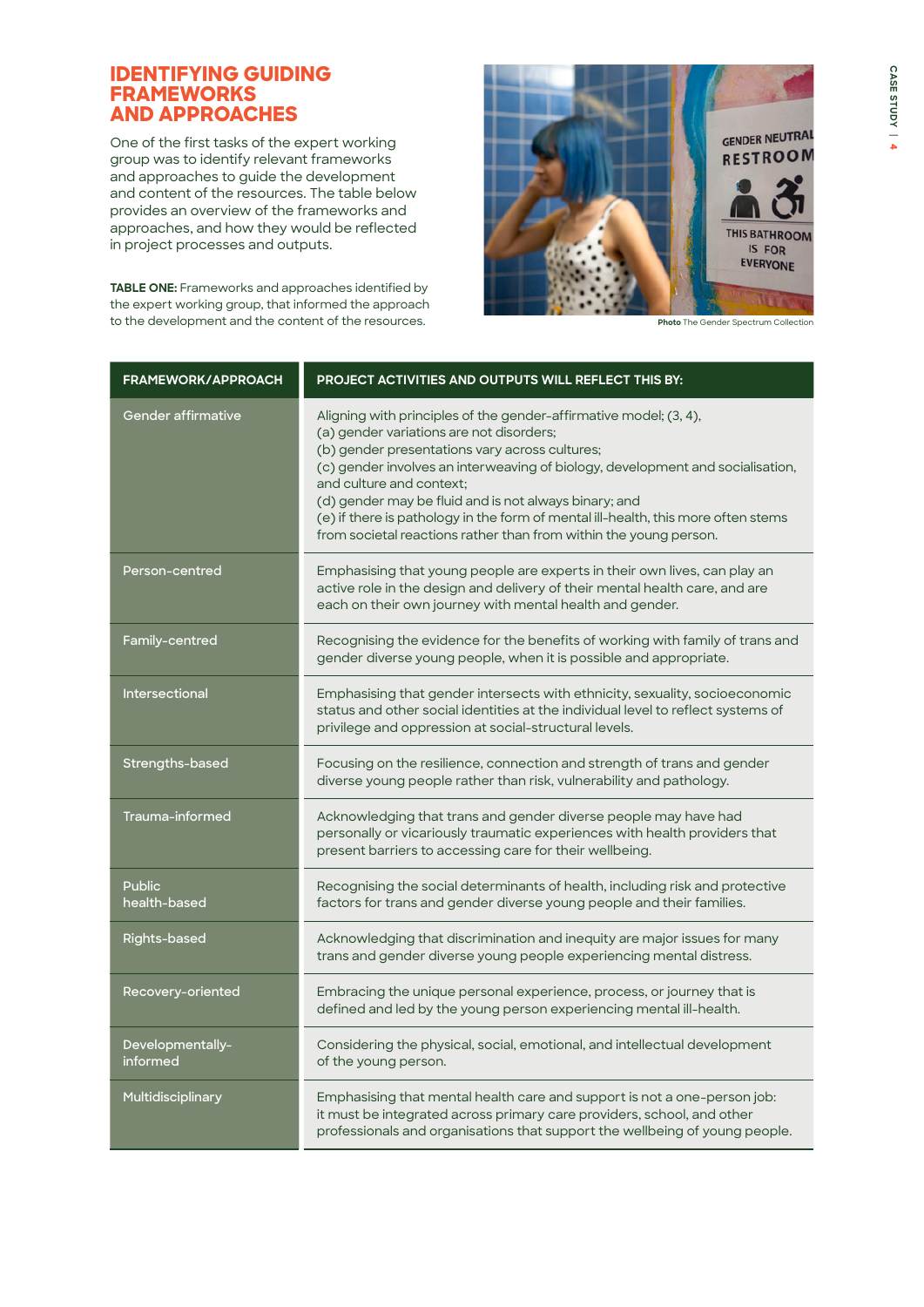# IDENTIFYING GUIDING FRAMEWORKS AND APPROACHES

One of the first tasks of the expert working group was to identify relevant frameworks and approaches to guide the development and content of the resources. The table below provides an overview of the frameworks and approaches, and how they would be reflected in project processes and outputs.

**TABLE ONE:** Frameworks and approaches identified by the expert working group, that informed the approach to the development and the content of the resources.

**Photo** The Gender Spectrum Collection

| FRAMEWORK/APPROACH | PROJECT ACTIVITIES AND OUTPUTS WILL REFLECT THIS BY: |
|---|---|
| Gender affirmative | Aligning with principles of the gender-affirmative model; (3, 4),<br>(a) gender variations are not disorders;<br>(b) gender presentations vary across cultures;<br>(c) gender involves an interweaving of biology, development and socialisation, and culture and context;<br>(d) gender may be fluid and is not always binary; and<br>(e) if there is pathology in the form of mental ill-health, this more often stems from societal reactions rather than from within the young person. |
| Person-centred | Emphasising that young people are experts in their own lives, can play an active role in the design and delivery of their mental health care, and are each on their own journey with mental health and gender. |
| Family-centred | Recognising the evidence for the benefits of working with family of trans and gender diverse young people, when it is possible and appropriate. |
| Intersectional | Emphasising that gender intersects with ethnicity, sexuality, socioeconomic status and other social identities at the individual level to reflect systems of privilege and oppression at social-structural levels. |
| Strengths-based | Focusing on the resilience, connection and strength of trans and gender diverse young people rather than risk, vulnerability and pathology. |
| Trauma-informed | Acknowledging that trans and gender diverse people may have had personally or vicariously traumatic experiences with health providers that present barriers to accessing care for their wellbeing. |
| Public health-based | Recognising the social determinants of health, including risk and protective factors for trans and gender diverse young people and their families. |
| Rights-based | Acknowledging that discrimination and inequity are major issues for many trans and gender diverse young people experiencing mental distress. |
| Recovery-oriented | Embracing the unique personal experience, process, or journey that is defined and led by the young person experiencing mental ill-health. |
| Developmentally-informed | Considering the physical, social, emotional, and intellectual development of the young person. |
| Multidisciplinary | Emphasising that mental health care and support is not a one-person job: it must be integrated across primary care providers, school, and other professionals and organisations that support the wellbeing of young people. |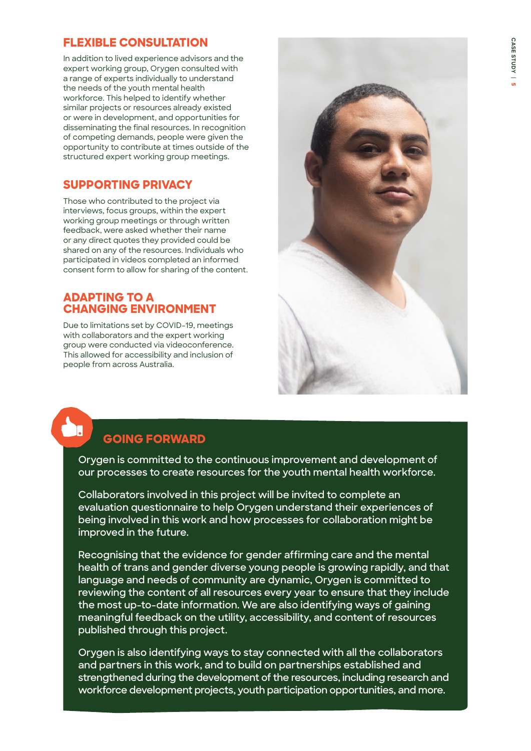## FLEXIBLE CONSULTATION

In addition to lived experience advisors and the expert working group, Orygen consulted with a range of experts individually to understand the needs of the youth mental health workforce. This helped to identify whether similar projects or resources already existed or were in development, and opportunities for disseminating the final resources. In recognition of competing demands, people were given the opportunity to contribute at times outside of the structured expert working group meetings.

## SUPPORTING PRIVACY

Those who contributed to the project via interviews, focus groups, within the expert working group meetings or through written feedback, were asked whether their name or any direct quotes they provided could be shared on any of the resources. Individuals who participated in videos completed an informed consent form to allow for sharing of the content.

## ADAPTING TO A CHANGING ENVIRONMENT

Due to limitations set by COVID-19, meetings with collaborators and the expert working group were conducted via videoconference. This allowed for accessibility and inclusion of people from across Australia.

## GOING FORWARD

Orygen is committed to the continuous improvement and development of our processes to create resources for the youth mental health workforce.

Collaborators involved in this project will be invited to complete an evaluation questionnaire to help Orygen understand their experiences of being involved in this work and how processes for collaboration might be improved in the future.

Recognising that the evidence for gender affirming care and the mental health of trans and gender diverse young people is growing rapidly, and that language and needs of community are dynamic, Orygen is committed to reviewing the content of all resources every year to ensure that they include the most up-to-date information. We are also identifying ways of gaining meaningful feedback on the utility, accessibility, and content of resources published through this project.

Orygen is also identifying ways to stay connected with all the collaborators and partners in this work, and to build on partnerships established and strengthened during the development of the resources, including research and workforce development projects, youth participation opportunities, and more.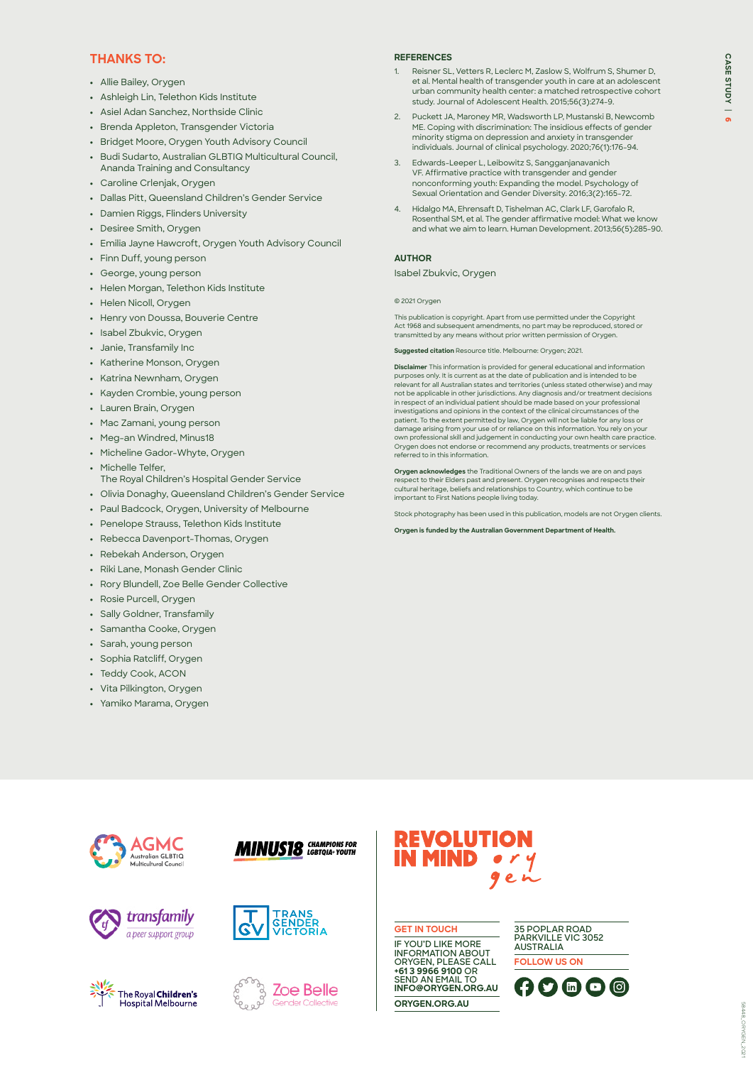## THANKS TO:

- Allie Bailey, Orygen
- Ashleigh Lin, Telethon Kids Institute
- Asiel Adan Sanchez, Northside Clinic
- Brenda Appleton, Transgender Victoria
- Bridget Moore, Orygen Youth Advisory Council
- Budi Sudarto, Australian GLBTIQ Multicultural Council, Ananda Training and Consultancy
- Caroline Crlenjak, Orygen
- Dallas Pitt, Queensland Children's Gender Service
- Damien Riggs, Flinders University
- Desiree Smith, Orygen
- Emilia Jayne Hawcroft, Orygen Youth Advisory Council
- Finn Duff, young person
- George, young person
- Helen Morgan, Telethon Kids Institute
- Helen Nicoll, Orygen
- Henry von Doussa, Bouverie Centre
- Isabel Zbukvic, Orygen
- Janie, Transfamily Inc
- Katherine Monson, Orygen
- Katrina Newnham, Orygen
- Kayden Crombie, young person
- Lauren Brain, Orygen
- Mac Zamani, young person
- Meg-an Windred, Minus18
- Micheline Gador-Whyte, Orygen
- Michelle Telfer, The Royal Children's Hospital Gender Service
- Olivia Donaghy, Queensland Children's Gender Service
- Paul Badcock, Orygen, University of Melbourne
- Penelope Strauss, Telethon Kids Institute
- Rebecca Davenport-Thomas, Orygen
- Rebekah Anderson, Orygen
- Riki Lane, Monash Gender Clinic
- Rory Blundell, Zoe Belle Gender Collective
- Rosie Purcell, Orygen
- Sally Goldner, Transfamily
- Samantha Cooke, Orygen
- Sarah, young person
- Sophia Ratcliff, Orygen
- Teddy Cook, ACON
- Vita Pilkington, Orygen
- Yamiko Marama, Orygen

### REFERENCES

1. Reisner SL, Vetters R, Leclerc M, Zaslow S, Wolfrum S, Shumer D, et al. Mental health of transgender youth in care at an adolescent urban community health center: a matched retrospective cohort study. Journal of Adolescent Health. 2015;56(3):274-9.
2. Puckett JA, Maroney MR, Wadsworth LP, Mustanski B, Newcomb ME. Coping with discrimination: The insidious effects of gender minority stigma on depression and anxiety in transgender individuals. Journal of clinical psychology. 2020;76(1):176-94.
3. Edwards-Leeper L, Leibowitz S, Sangganjanavanich VF. Affirmative practice with transgender and gender nonconforming youth: Expanding the model. Psychology of Sexual Orientation and Gender Diversity. 2016;3(2):165-72.
4. Hidalgo MA, Ehrensaft D, Tishelman AC, Clark LF, Garofalo R, Rosenthal SM, et al. The gender affirmative model: What we know and what we aim to learn. Human Development. 2013;56(5):285-90.

### AUTHOR

Isabel Zbukvic, Orygen

© 2021 Orygen

This publication is copyright. Apart from use permitted under the Copyright Act 1968 and subsequent amendments, no part may be reproduced, stored or transmitted by any means without prior written permission of Orygen.

**Suggested citation** Resource title. Melbourne: Orygen; 2021.

**Disclaimer** This information is provided for general educational and information purposes only. It is current as at the date of publication and is intended to be relevant for all Australian states and territories (unless stated otherwise) and may not be applicable in other jurisdictions. Any diagnosis and/or treatment decisions in respect of an individual patient should be made based on your professional investigations and opinions in the context of the clinical circumstances of the patient. To the extent permitted by law, Orygen will not be liable for any loss or damage arising from your use of or reliance on this information. You rely on your own professional skill and judgement in conducting your own health care practice. Orygen does not endorse or recommend any products, treatments or services referred to in this information.

**Orygen acknowledges** the Traditional Owners of the lands we are on and pays respect to their Elders past and present. Orygen recognises and respects their cultural heritage, beliefs and relationships to Country, which continue to be important to First Nations people living today.

Stock photography has been used in this publication, models are not Orygen clients.

**Orygen is funded by the Australian Government Department of Health.**

AGMC Australian GLBTIQ Multicultural Council

MINUS18 CHAMPIONS FOR LGBTQIA+ YOUTH

transfamily a peer support group

TRANS GENDER VICTORIA

The Royal Children's Hospital Melbourne

Zoe Belle Gender Collective

REVOLUTION IN MIND orygen

**GET IN TOUCH**

IF YOU'D LIKE MORE INFORMATION ABOUT ORYGEN, PLEASE CALL **+61 3 9966 9100** OR SEND AN EMAIL TO **INFO@ORYGEN.ORG.AU**

**ORYGEN.ORG.AU**

35 POPLAR ROAD
PARKVILLE VIC 3052
AUSTRALIA

**FOLLOW US ON**